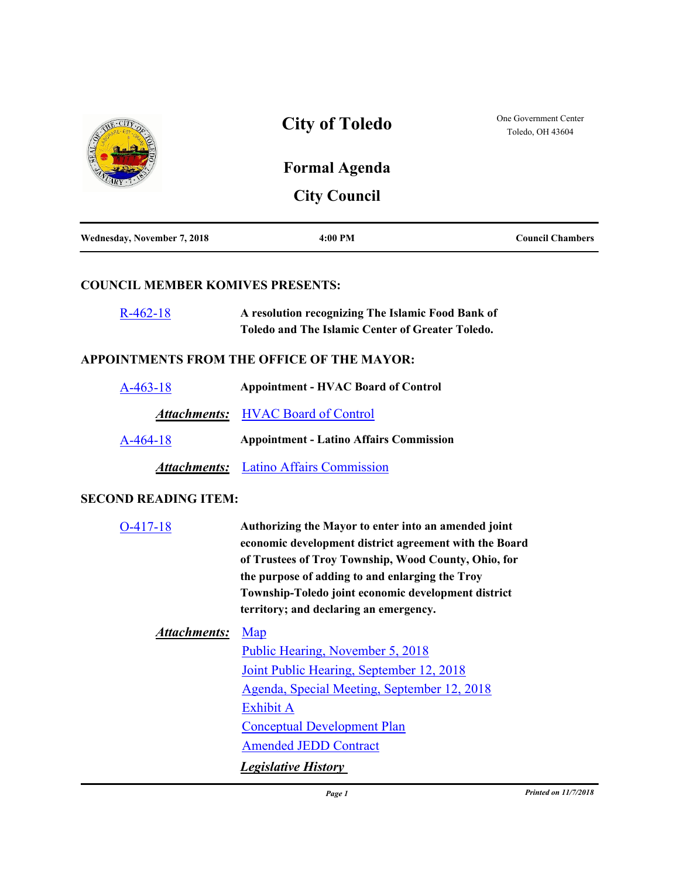# City of Toledo

One Government Center
Toledo, OH 43604

## Formal Agenda

## City Council

| Wednesday, November 7, 2018 | 4:00 PM | Council Chambers |
| --- | --- | --- |

### COUNCIL MEMBER KOMIVES PRESENTS:

R-462-18 — **A resolution recognizing The Islamic Food Bank of Toledo and The Islamic Center of Greater Toledo.**

### APPOINTMENTS FROM THE OFFICE OF THE MAYOR:

A-463-18 — **Appointment - HVAC Board of Control**

***Attachments:*** HVAC Board of Control

A-464-18 — **Appointment - Latino Affairs Commission**

***Attachments:*** Latino Affairs Commission

### SECOND READING ITEM:

O-417-18 — **Authorizing the Mayor to enter into an amended joint economic development district agreement with the Board of Trustees of Troy Township, Wood County, Ohio, for the purpose of adding to and enlarging the Troy Township-Toledo joint economic development district territory; and declaring an emergency.**

***Attachments:***
- Map
- Public Hearing, November 5, 2018
- Joint Public Hearing, September 12, 2018
- Agenda, Special Meeting, September 12, 2018
- Exhibit A
- Conceptual Development Plan
- Amended JEDD Contract

***Legislative History***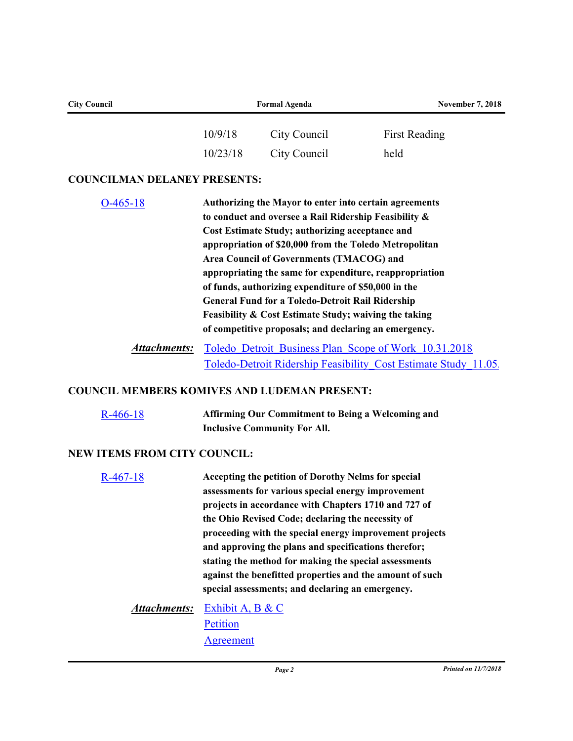| | | |
|---|---|---|
| 10/9/18 | City Council | First Reading |
| 10/23/18 | City Council | held |

**COUNCILMAN DELANEY PRESENTS:**

O-465-18 — **Authorizing the Mayor to enter into certain agreements to conduct and oversee a Rail Ridership Feasibility & Cost Estimate Study; authorizing acceptance and appropriation of $20,000 from the Toledo Metropolitan Area Council of Governments (TMACOG) and appropriating the same for expenditure, reappropriation of funds, authorizing expenditure of $50,000 in the General Fund for a Toledo-Detroit Rail Ridership Feasibility & Cost Estimate Study; waiving the taking of competitive proposals; and declaring an emergency.**

***Attachments:*** Toledo_Detroit_Business Plan_Scope of Work_10.31.2018
Toledo-Detroit Ridership Feasibility_Cost Estimate Study_11.05.

**COUNCIL MEMBERS KOMIVES AND LUDEMAN PRESENT:**

R-466-18 — **Affirming Our Commitment to Being a Welcoming and Inclusive Community For All.**

**NEW ITEMS FROM CITY COUNCIL:**

R-467-18 — **Accepting the petition of Dorothy Nelms for special assessments for various special energy improvement projects in accordance with Chapters 1710 and 727 of the Ohio Revised Code; declaring the necessity of proceeding with the special energy improvement projects and approving the plans and specifications therefor; stating the method for making the special assessments against the benefitted properties and the amount of such special assessments; and declaring an emergency.**

***Attachments:*** Exhibit A, B & C
Petition
Agreement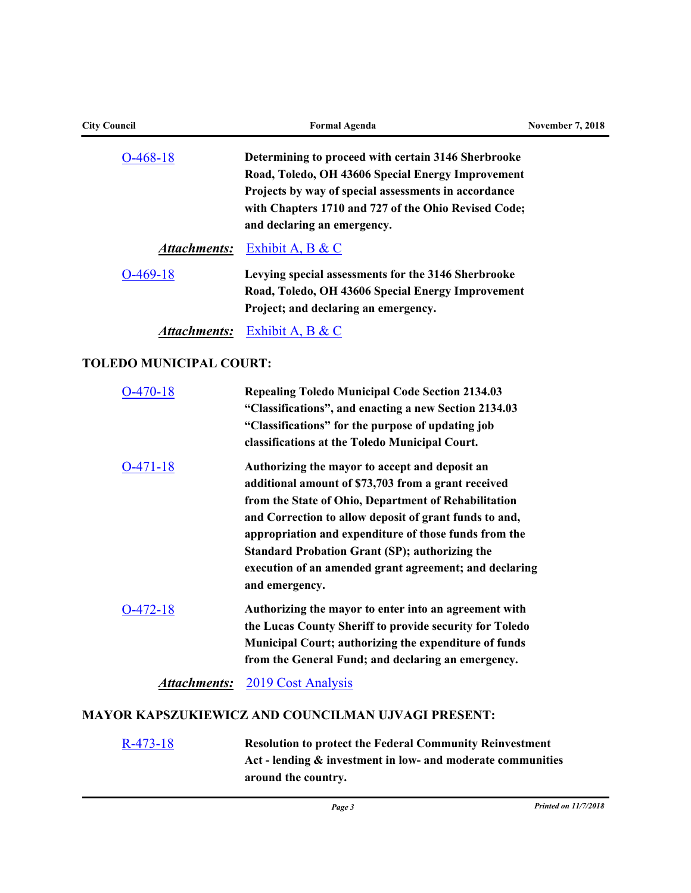O-468-18 — **Determining to proceed with certain 3146 Sherbrooke Road, Toledo, OH 43606 Special Energy Improvement Projects by way of special assessments in accordance with Chapters 1710 and 727 of the Ohio Revised Code; and declaring an emergency.**

***Attachments:*** Exhibit A, B & C

O-469-18 — **Levying special assessments for the 3146 Sherbrooke Road, Toledo, OH 43606 Special Energy Improvement Project; and declaring an emergency.**

***Attachments:*** Exhibit A, B & C

## TOLEDO MUNICIPAL COURT:

O-470-18 — **Repealing Toledo Municipal Code Section 2134.03 "Classifications", and enacting a new Section 2134.03 "Classifications" for the purpose of updating job classifications at the Toledo Municipal Court.**

O-471-18 — **Authorizing the mayor to accept and deposit an additional amount of $73,703 from a grant received from the State of Ohio, Department of Rehabilitation and Correction to allow deposit of grant funds to and, appropriation and expenditure of those funds from the Standard Probation Grant (SP); authorizing the execution of an amended grant agreement; and declaring and emergency.**

O-472-18 — **Authorizing the mayor to enter into an agreement with the Lucas County Sheriff to provide security for Toledo Municipal Court; authorizing the expenditure of funds from the General Fund; and declaring an emergency.**

***Attachments:*** 2019 Cost Analysis

## MAYOR KAPSZUKIEWICZ AND COUNCILMAN UJVAGI PRESENT:

R-473-18 — **Resolution to protect the Federal Community Reinvestment Act - lending & investment in low- and moderate communities around the country.**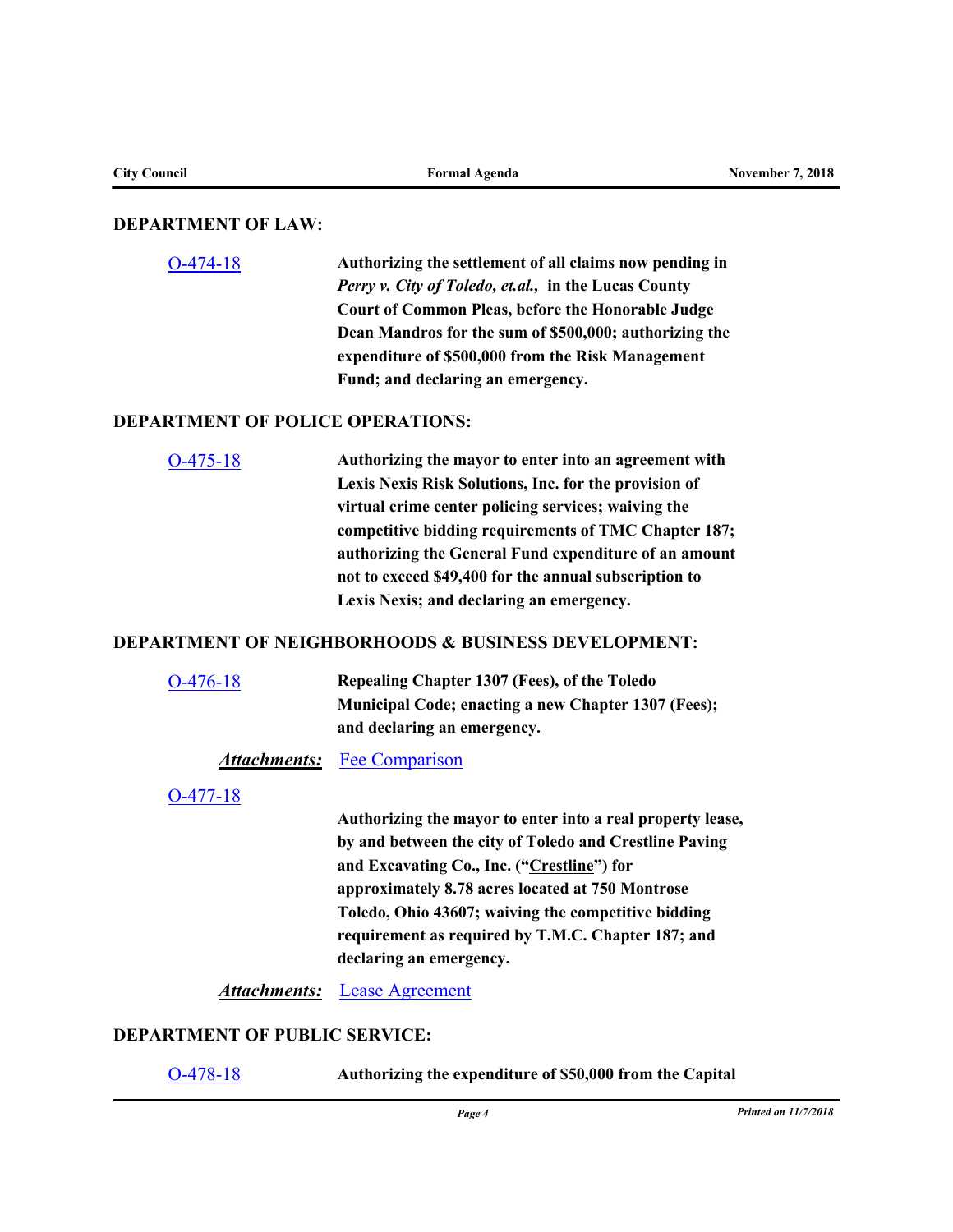## DEPARTMENT OF LAW:

O-474-18 — **Authorizing the settlement of all claims now pending in *Perry v. City of Toledo, et.al.,* in the Lucas County Court of Common Pleas, before the Honorable Judge Dean Mandros for the sum of $500,000; authorizing the expenditure of $500,000 from the Risk Management Fund; and declaring an emergency.**

## DEPARTMENT OF POLICE OPERATIONS:

O-475-18 — **Authorizing the mayor to enter into an agreement with Lexis Nexis Risk Solutions, Inc. for the provision of virtual crime center policing services; waiving the competitive bidding requirements of TMC Chapter 187; authorizing the General Fund expenditure of an amount not to exceed $49,400 for the annual subscription to Lexis Nexis; and declaring an emergency.**

## DEPARTMENT OF NEIGHBORHOODS & BUSINESS DEVELOPMENT:

O-476-18 — **Repealing Chapter 1307 (Fees), of the Toledo Municipal Code; enacting a new Chapter 1307 (Fees); and declaring an emergency.**

***Attachments:*** Fee Comparison

O-477-18 — **Authorizing the mayor to enter into a real property lease, by and between the city of Toledo and Crestline Paving and Excavating Co., Inc. ("Crestline") for approximately 8.78 acres located at 750 Montrose Toledo, Ohio 43607; waiving the competitive bidding requirement as required by T.M.C. Chapter 187; and declaring an emergency.**

***Attachments:*** Lease Agreement

## DEPARTMENT OF PUBLIC SERVICE:

O-478-18 — **Authorizing the expenditure of $50,000 from the Capital**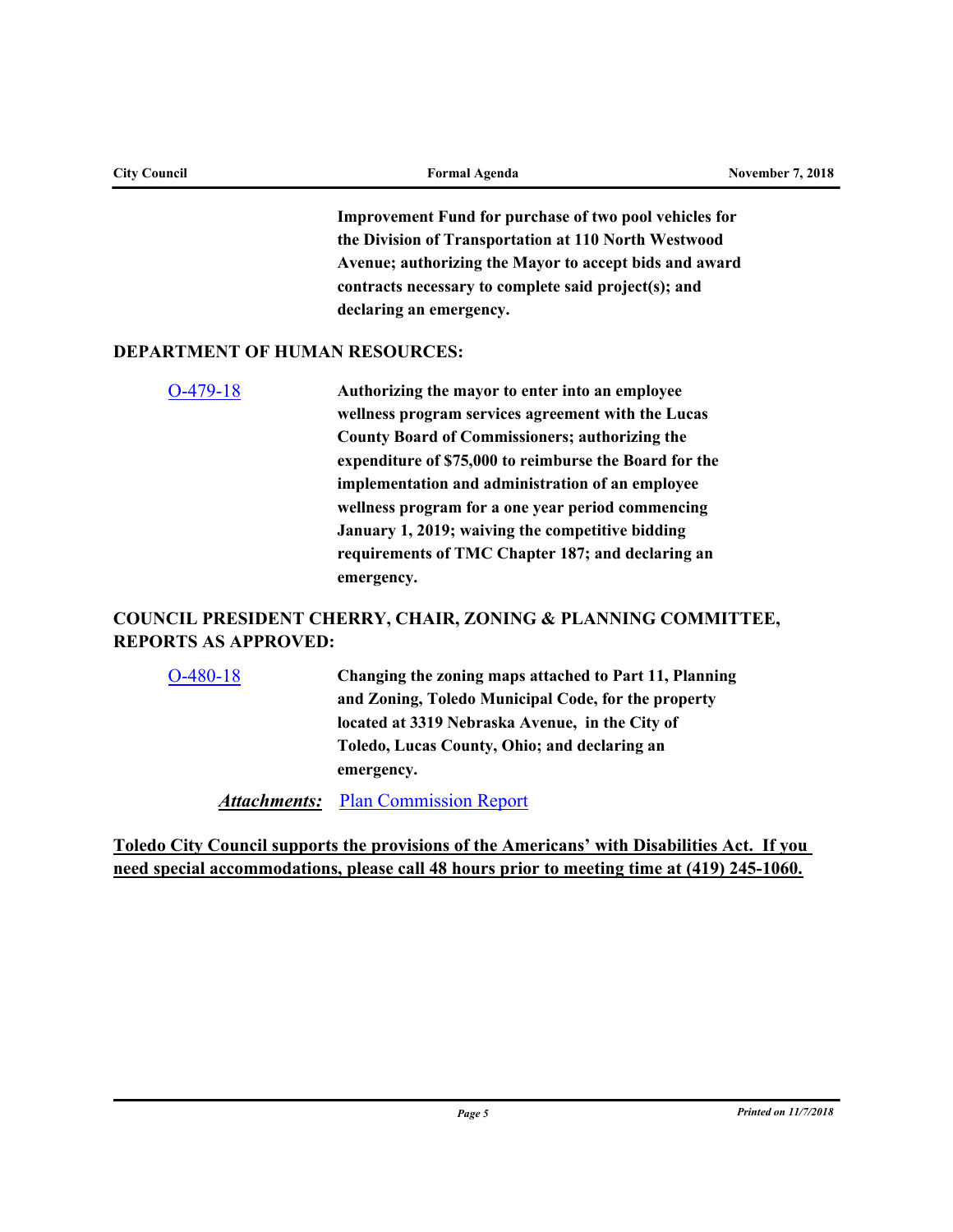**Improvement Fund for purchase of two pool vehicles for the Division of Transportation at 110 North Westwood Avenue; authorizing the Mayor to accept bids and award contracts necessary to complete said project(s); and declaring an emergency.**

## DEPARTMENT OF HUMAN RESOURCES:

O-479-18 **Authorizing the mayor to enter into an employee wellness program services agreement with the Lucas County Board of Commissioners; authorizing the expenditure of $75,000 to reimburse the Board for the implementation and administration of an employee wellness program for a one year period commencing January 1, 2019; waiving the competitive bidding requirements of TMC Chapter 187; and declaring an emergency.**

## COUNCIL PRESIDENT CHERRY, CHAIR, ZONING & PLANNING COMMITTEE, REPORTS AS APPROVED:

O-480-18 **Changing the zoning maps attached to Part 11, Planning and Zoning, Toledo Municipal Code, for the property located at 3319 Nebraska Avenue, in the City of Toledo, Lucas County, Ohio; and declaring an emergency.**

***Attachments:*** Plan Commission Report

**Toledo City Council supports the provisions of the Americans' with Disabilities Act. If you need special accommodations, please call 48 hours prior to meeting time at (419) 245-1060.**